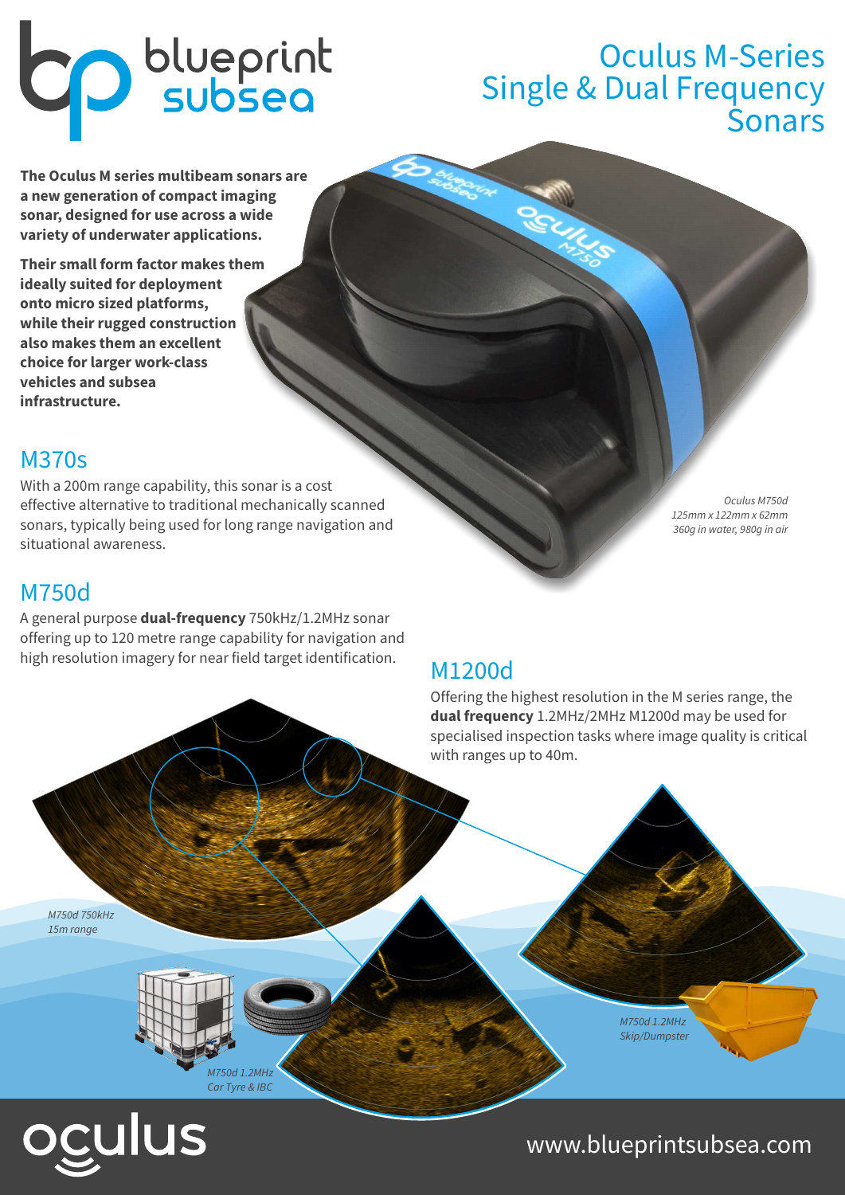# Oculus M-Series Single & Dual Frequency Sonars

**The Oculus M series multibeam sonars are a new generation of compact imaging sonar, designed for use across a wide variety of underwater applications.**

**Their small form factor makes them ideally suited for deployment onto micro sized platforms, while their rugged construction also makes them an excellent choice for larger work-class vehicles and subsea infrastructure.**

*Oculus M750d*
*125mm x 122mm x 62mm*
*360g in water, 980g in air*

## M370s

With a 200m range capability, this sonar is a cost effective alternative to traditional mechanically scanned sonars, typically being used for long range navigation and situational awareness.

## M750d

A general purpose **dual-frequency** 750kHz/1.2MHz sonar offering up to 120 metre range capability for navigation and high resolution imagery for near field target identification.

## M1200d

Offering the highest resolution in the M series range, the **dual frequency** 1.2MHz/2MHz M1200d may be used for specialised inspection tasks where image quality is critical with ranges up to 40m.

*M750d 750kHz 15m range*

*M750d 1.2MHz Car Tyre & IBC*

*M750d 1.2MHz Skip/Dumpster*

www.blueprintsubsea.com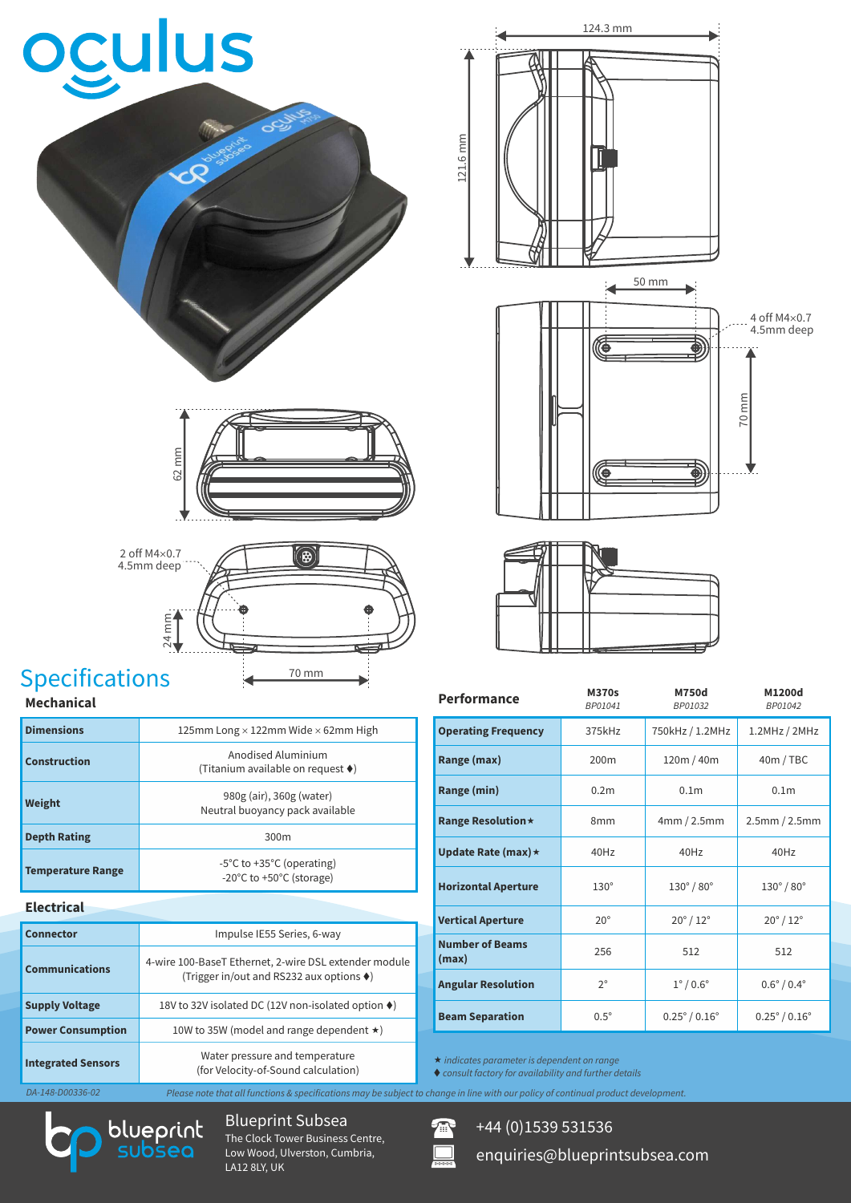oculus

124.3 mm

121.6 mm

50 mm

4 off M4×0.7
4.5mm deep

70 mm

62 mm

2 off M4×0.7
4.5mm deep

24 mm

70 mm

## Specifications

### Mechanical

| | |
|---|---|
| **Dimensions** | 125mm Long × 122mm Wide × 62mm High |
| **Construction** | Anodised Aluminium (Titanium available on request ♦) |
| **Weight** | 980g (air), 360g (water) Neutral buoyancy pack available |
| **Depth Rating** | 300m |
| **Temperature Range** | -5°C to +35°C (operating) -20°C to +50°C (storage) |

### Electrical

| | |
|---|---|
| **Connector** | Impulse IE55 Series, 6-way |
| **Communications** | 4-wire 100-BaseT Ethernet, 2-wire DSL extender module (Trigger in/out and RS232 aux options ♦) |
| **Supply Voltage** | 18V to 32V isolated DC (12V non-isolated option ♦) |
| **Power Consumption** | 10W to 35W (model and range dependent ★) |
| **Integrated Sensors** | Water pressure and temperature (for Velocity-of-Sound calculation) |

### Performance

| Performance | M370s *BP01041* | M750d *BP01032* | M1200d *BP01042* |
|---|---|---|---|
| **Operating Frequency** | 375kHz | 750kHz / 1.2MHz | 1.2MHz / 2MHz |
| **Range (max)** | 200m | 120m / 40m | 40m / TBC |
| **Range (min)** | 0.2m | 0.1m | 0.1m |
| **Range Resolution★** | 8mm | 4mm / 2.5mm | 2.5mm / 2.5mm |
| **Update Rate (max)★** | 40Hz | 40Hz | 40Hz |
| **Horizontal Aperture** | 130° | 130° / 80° | 130° / 80° |
| **Vertical Aperture** | 20° | 20° / 12° | 20° / 12° |
| **Number of Beams (max)** | 256 | 512 | 512 |
| **Angular Resolution** | 2° | 1° / 0.6° | 0.6° / 0.4° |
| **Beam Separation** | 0.5° | 0.25° / 0.16° | 0.25° / 0.16° |

★ *indicates parameter is dependent on range*
♦ *consult factory for availability and further details*

*DA-148-D00336-02*

*Please note that all functions & specifications may be subject to change in line with our policy of continual product development.*

blueprint subsea

Blueprint Subsea
The Clock Tower Business Centre,
Low Wood, Ulverston, Cumbria,
LA12 8LY, UK

+44 (0)1539 531536
enquiries@blueprintsubsea.com